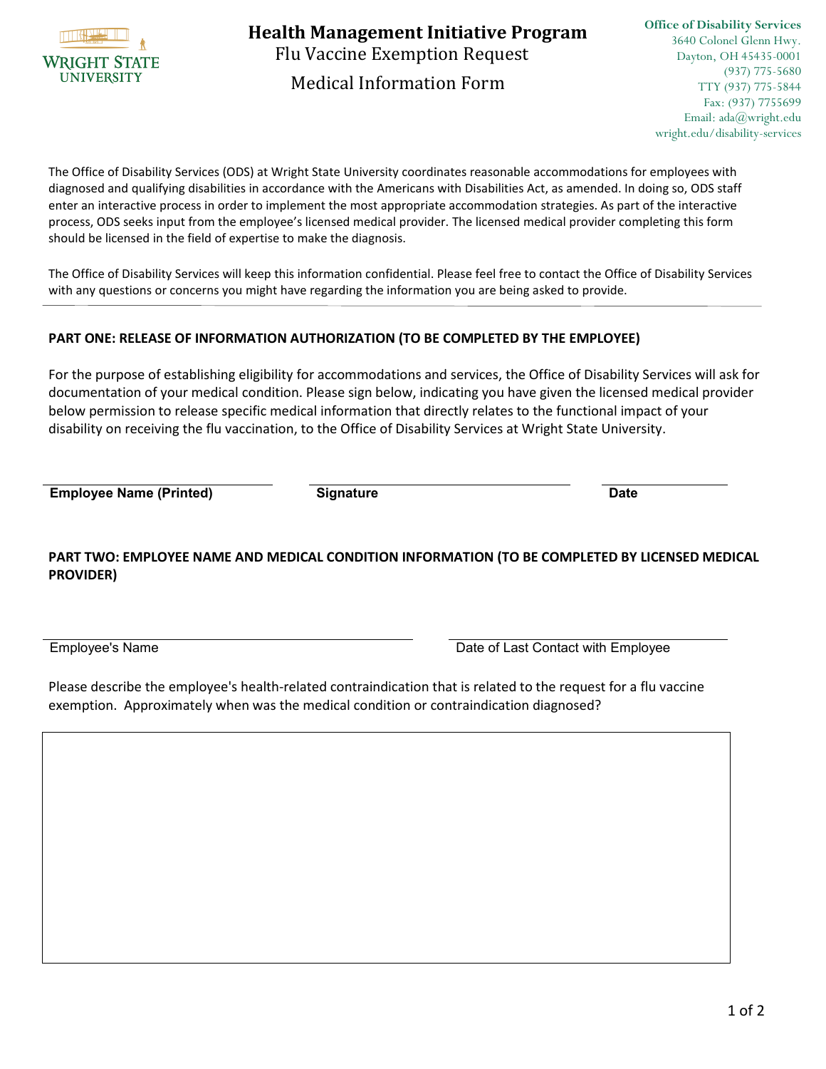WRIGHT STATE UNIVERSITY

# Health Management Initiative Program

## Flu Vaccine Exemption Request

## Medical Information Form

**Office of Disability Services**
3640 Colonel Glenn Hwy.
Dayton, OH 45435-0001
(937) 775-5680
TTY (937) 775-5844
Fax: (937) 7755699
Email: ada@wright.edu
wright.edu/disability-services

The Office of Disability Services (ODS) at Wright State University coordinates reasonable accommodations for employees with diagnosed and qualifying disabilities in accordance with the Americans with Disabilities Act, as amended. In doing so, ODS staff enter an interactive process in order to implement the most appropriate accommodation strategies. As part of the interactive process, ODS seeks input from the employee's licensed medical provider. The licensed medical provider completing this form should be licensed in the field of expertise to make the diagnosis.

The Office of Disability Services will keep this information confidential. Please feel free to contact the Office of Disability Services with any questions or concerns you might have regarding the information you are being asked to provide.

---

**PART ONE: RELEASE OF INFORMATION AUTHORIZATION (TO BE COMPLETED BY THE EMPLOYEE)**

For the purpose of establishing eligibility for accommodations and services, the Office of Disability Services will ask for documentation of your medical condition. Please sign below, indicating you have given the licensed medical provider below permission to release specific medical information that directly relates to the functional impact of your disability on receiving the flu vaccination, to the Office of Disability Services at Wright State University.

______________________________ ______________________________ ______________

**Employee Name (Printed)** **Signature** **Date**

**PART TWO: EMPLOYEE NAME AND MEDICAL CONDITION INFORMATION (TO BE COMPLETED BY LICENSED MEDICAL PROVIDER)**

______________________________ ______________________________

Employee's Name Date of Last Contact with Employee

Please describe the employee's health-related contraindication that is related to the request for a flu vaccine exemption. Approximately when was the medical condition or contraindication diagnosed?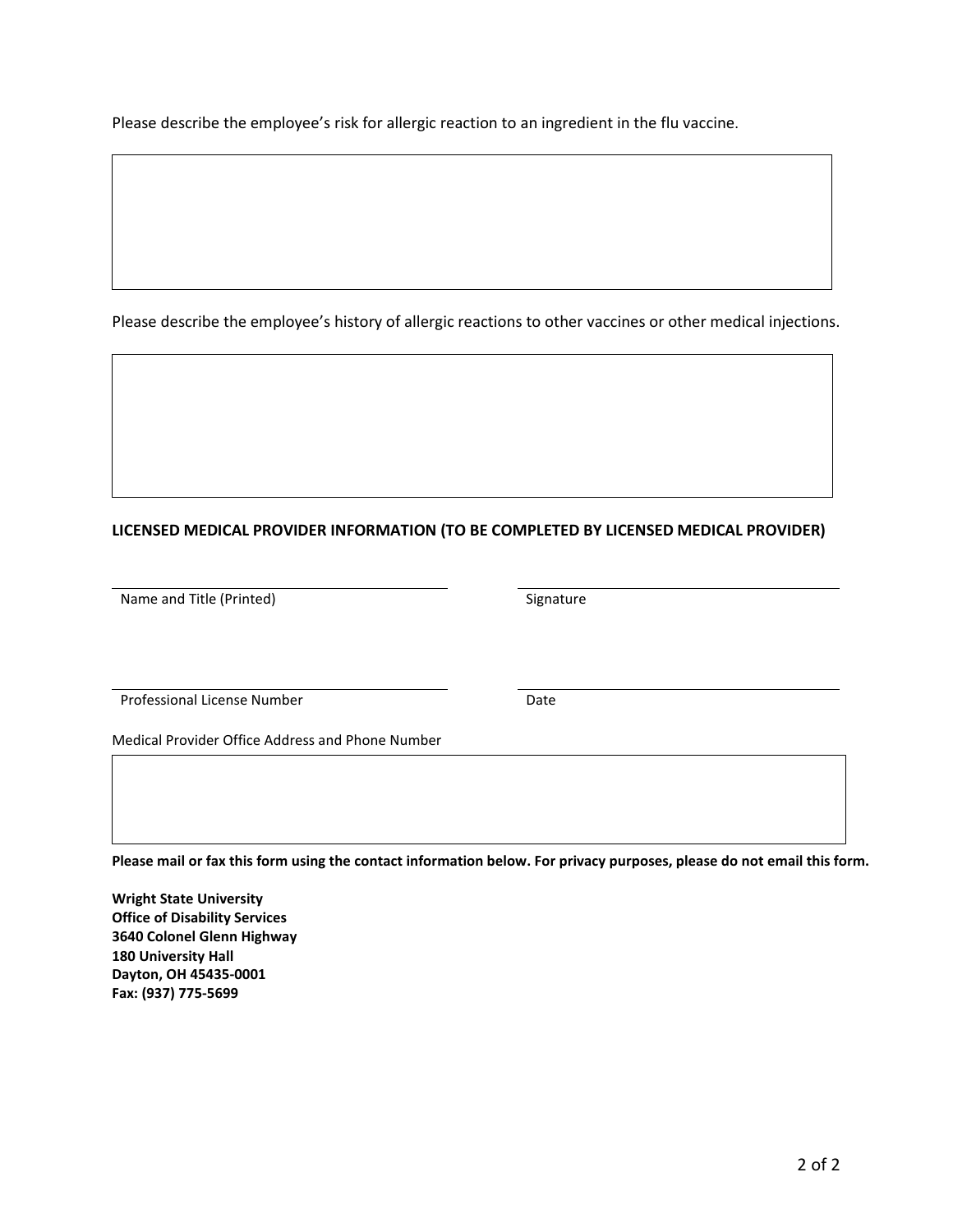Please describe the employee's risk for allergic reaction to an ingredient in the flu vaccine.

Please describe the employee's history of allergic reactions to other vaccines or other medical injections.

**LICENSED MEDICAL PROVIDER INFORMATION (TO BE COMPLETED BY LICENSED MEDICAL PROVIDER)**

Name and Title (Printed)

Signature

Professional License Number

Date

Medical Provider Office Address and Phone Number

**Please mail or fax this form using the contact information below. For privacy purposes, please do not email this form.**

**Wright State University**
**Office of Disability Services**
**3640 Colonel Glenn Highway**
**180 University Hall**
**Dayton, OH 45435-0001**
**Fax: (937) 775-5699**